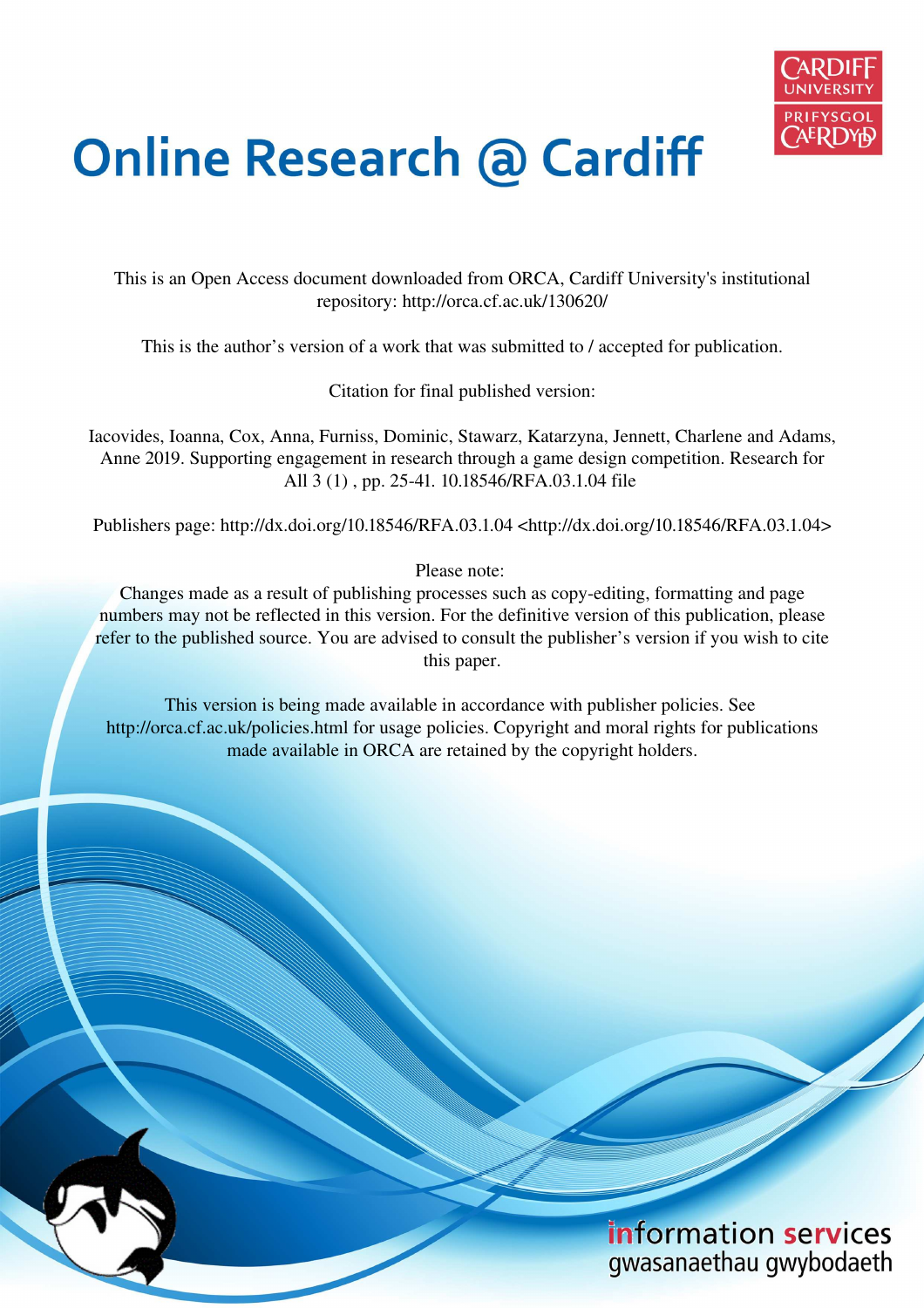# Online Research @ Cardiff

This is an Open Access document downloaded from ORCA, Cardiff University's institutional repository: http://orca.cf.ac.uk/130620/

This is the author's version of a work that was submitted to / accepted for publication.

Citation for final published version:

Iacovides, Ioanna, Cox, Anna, Furniss, Dominic, Stawarz, Katarzyna, Jennett, Charlene and Adams, Anne 2019. Supporting engagement in research through a game design competition. Research for All 3 (1) , pp. 25-41. 10.18546/RFA.03.1.04 file

Publishers page: http://dx.doi.org/10.18546/RFA.03.1.04 <http://dx.doi.org/10.18546/RFA.03.1.04>

Please note:
Changes made as a result of publishing processes such as copy-editing, formatting and page numbers may not be reflected in this version. For the definitive version of this publication, please refer to the published source. You are advised to consult the publisher's version if you wish to cite this paper.

This version is being made available in accordance with publisher policies. See http://orca.cf.ac.uk/policies.html for usage policies. Copyright and moral rights for publications made available in ORCA are retained by the copyright holders.

information services
gwasanaethau gwybodaeth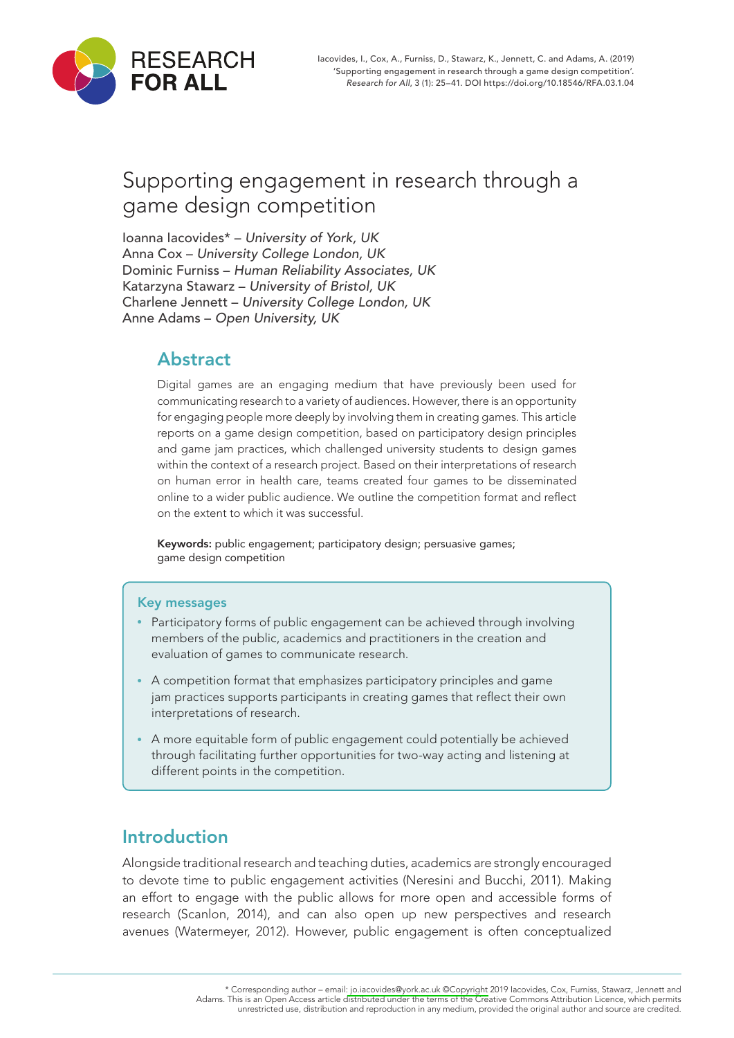# Supporting engagement in research through a game design competition

Ioanna Iacovides* – *University of York, UK*
Anna Cox – *University College London, UK*
Dominic Furniss – *Human Reliability Associates, UK*
Katarzyna Stawarz – *University of Bristol, UK*
Charlene Jennett – *University College London, UK*
Anne Adams – *Open University, UK*

## Abstract

Digital games are an engaging medium that have previously been used for communicating research to a variety of audiences. However, there is an opportunity for engaging people more deeply by involving them in creating games. This article reports on a game design competition, based on participatory design principles and game jam practices, which challenged university students to design games within the context of a research project. Based on their interpretations of research on human error in health care, teams created four games to be disseminated online to a wider public audience. We outline the competition format and reflect on the extent to which it was successful.

**Keywords:** public engagement; participatory design; persuasive games; game design competition

### Key messages

- Participatory forms of public engagement can be achieved through involving members of the public, academics and practitioners in the creation and evaluation of games to communicate research.
- A competition format that emphasizes participatory principles and game jam practices supports participants in creating games that reflect their own interpretations of research.
- A more equitable form of public engagement could potentially be achieved through facilitating further opportunities for two-way acting and listening at different points in the competition.

## Introduction

Alongside traditional research and teaching duties, academics are strongly encouraged to devote time to public engagement activities (Neresini and Bucchi, 2011). Making an effort to engage with the public allows for more open and accessible forms of research (Scanlon, 2014), and can also open up new perspectives and research avenues (Watermeyer, 2012). However, public engagement is often conceptualized

\* Corresponding author – email: jo.iacovides@york.ac.uk ©Copyright 2019 Iacovides, Cox, Furniss, Stawarz, Jennett and Adams. This is an Open Access article distributed under the terms of the Creative Commons Attribution Licence, which permits unrestricted use, distribution and reproduction in any medium, provided the original author and source are credited.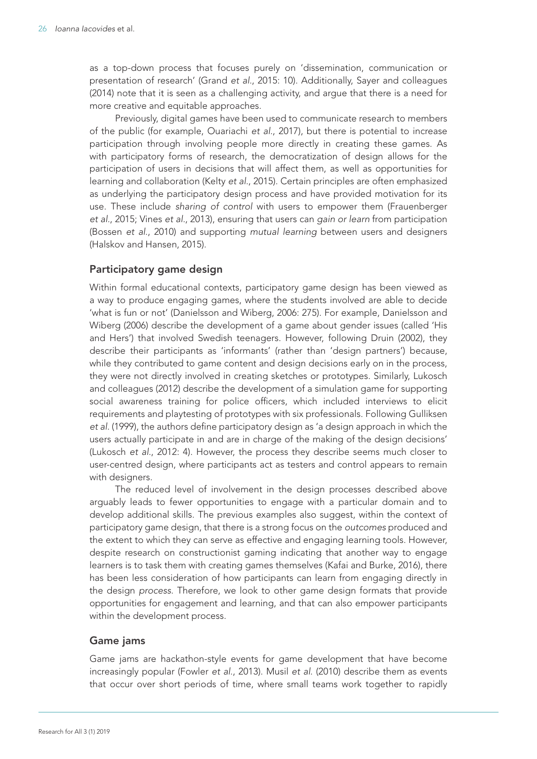as a top-down process that focuses purely on 'dissemination, communication or presentation of research' (Grand *et al.*, 2015: 10). Additionally, Sayer and colleagues (2014) note that it is seen as a challenging activity, and argue that there is a need for more creative and equitable approaches.

Previously, digital games have been used to communicate research to members of the public (for example, Ouariachi *et al.*, 2017), but there is potential to increase participation through involving people more directly in creating these games. As with participatory forms of research, the democratization of design allows for the participation of users in decisions that will affect them, as well as opportunities for learning and collaboration (Kelty *et al.*, 2015). Certain principles are often emphasized as underlying the participatory design process and have provided motivation for its use. These include *sharing of control* with users to empower them (Frauenberger *et al.*, 2015; Vines *et al.*, 2013), ensuring that users can *gain or learn* from participation (Bossen *et al.*, 2010) and supporting *mutual learning* between users and designers (Halskov and Hansen, 2015).

## Participatory game design

Within formal educational contexts, participatory game design has been viewed as a way to produce engaging games, where the students involved are able to decide 'what is fun or not' (Danielsson and Wiberg, 2006: 275). For example, Danielsson and Wiberg (2006) describe the development of a game about gender issues (called 'His and Hers') that involved Swedish teenagers. However, following Druin (2002), they describe their participants as 'informants' (rather than 'design partners') because, while they contributed to game content and design decisions early on in the process, they were not directly involved in creating sketches or prototypes. Similarly, Lukosch and colleagues (2012) describe the development of a simulation game for supporting social awareness training for police officers, which included interviews to elicit requirements and playtesting of prototypes with six professionals. Following Gulliksen *et al.* (1999), the authors define participatory design as 'a design approach in which the users actually participate in and are in charge of the making of the design decisions' (Lukosch *et al.*, 2012: 4). However, the process they describe seems much closer to user-centred design, where participants act as testers and control appears to remain with designers.

The reduced level of involvement in the design processes described above arguably leads to fewer opportunities to engage with a particular domain and to develop additional skills. The previous examples also suggest, within the context of participatory game design, that there is a strong focus on the *outcomes* produced and the extent to which they can serve as effective and engaging learning tools. However, despite research on constructionist gaming indicating that another way to engage learners is to task them with creating games themselves (Kafai and Burke, 2016), there has been less consideration of how participants can learn from engaging directly in the design *process*. Therefore, we look to other game design formats that provide opportunities for engagement and learning, and that can also empower participants within the development process.

## Game jams

Game jams are hackathon-style events for game development that have become increasingly popular (Fowler *et al.*, 2013). Musil *et al.* (2010) describe them as events that occur over short periods of time, where small teams work together to rapidly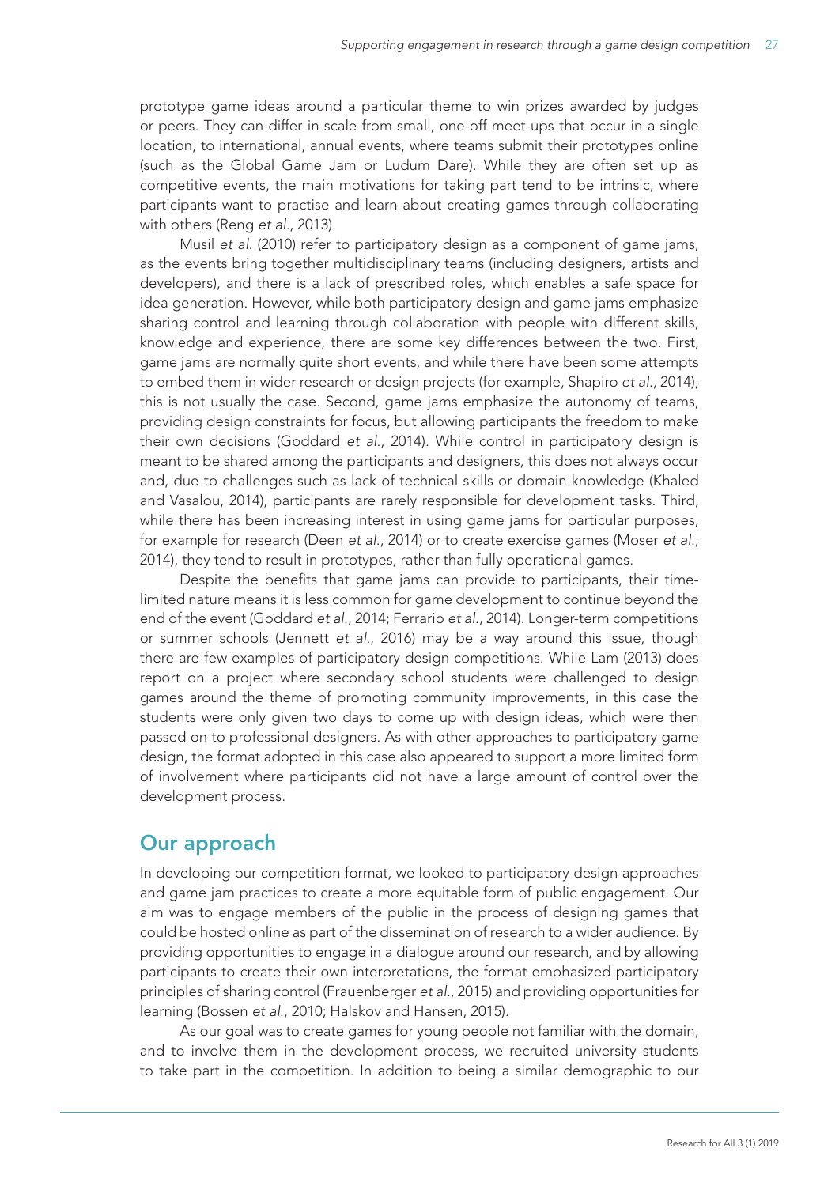prototype game ideas around a particular theme to win prizes awarded by judges or peers. They can differ in scale from small, one-off meet-ups that occur in a single location, to international, annual events, where teams submit their prototypes online (such as the Global Game Jam or Ludum Dare). While they are often set up as competitive events, the main motivations for taking part tend to be intrinsic, where participants want to practise and learn about creating games through collaborating with others (Reng *et al.*, 2013).

Musil *et al.* (2010) refer to participatory design as a component of game jams, as the events bring together multidisciplinary teams (including designers, artists and developers), and there is a lack of prescribed roles, which enables a safe space for idea generation. However, while both participatory design and game jams emphasize sharing control and learning through collaboration with people with different skills, knowledge and experience, there are some key differences between the two. First, game jams are normally quite short events, and while there have been some attempts to embed them in wider research or design projects (for example, Shapiro *et al.*, 2014), this is not usually the case. Second, game jams emphasize the autonomy of teams, providing design constraints for focus, but allowing participants the freedom to make their own decisions (Goddard *et al.*, 2014). While control in participatory design is meant to be shared among the participants and designers, this does not always occur and, due to challenges such as lack of technical skills or domain knowledge (Khaled and Vasalou, 2014), participants are rarely responsible for development tasks. Third, while there has been increasing interest in using game jams for particular purposes, for example for research (Deen *et al.*, 2014) or to create exercise games (Moser *et al.*, 2014), they tend to result in prototypes, rather than fully operational games.

Despite the benefits that game jams can provide to participants, their time-limited nature means it is less common for game development to continue beyond the end of the event (Goddard *et al.*, 2014; Ferrario *et al.*, 2014). Longer-term competitions or summer schools (Jennett *et al.*, 2016) may be a way around this issue, though there are few examples of participatory design competitions. While Lam (2013) does report on a project where secondary school students were challenged to design games around the theme of promoting community improvements, in this case the students were only given two days to come up with design ideas, which were then passed on to professional designers. As with other approaches to participatory game design, the format adopted in this case also appeared to support a more limited form of involvement where participants did not have a large amount of control over the development process.

## Our approach

In developing our competition format, we looked to participatory design approaches and game jam practices to create a more equitable form of public engagement. Our aim was to engage members of the public in the process of designing games that could be hosted online as part of the dissemination of research to a wider audience. By providing opportunities to engage in a dialogue around our research, and by allowing participants to create their own interpretations, the format emphasized participatory principles of sharing control (Frauenberger *et al.*, 2015) and providing opportunities for learning (Bossen *et al.*, 2010; Halskov and Hansen, 2015).

As our goal was to create games for young people not familiar with the domain, and to involve them in the development process, we recruited university students to take part in the competition. In addition to being a similar demographic to our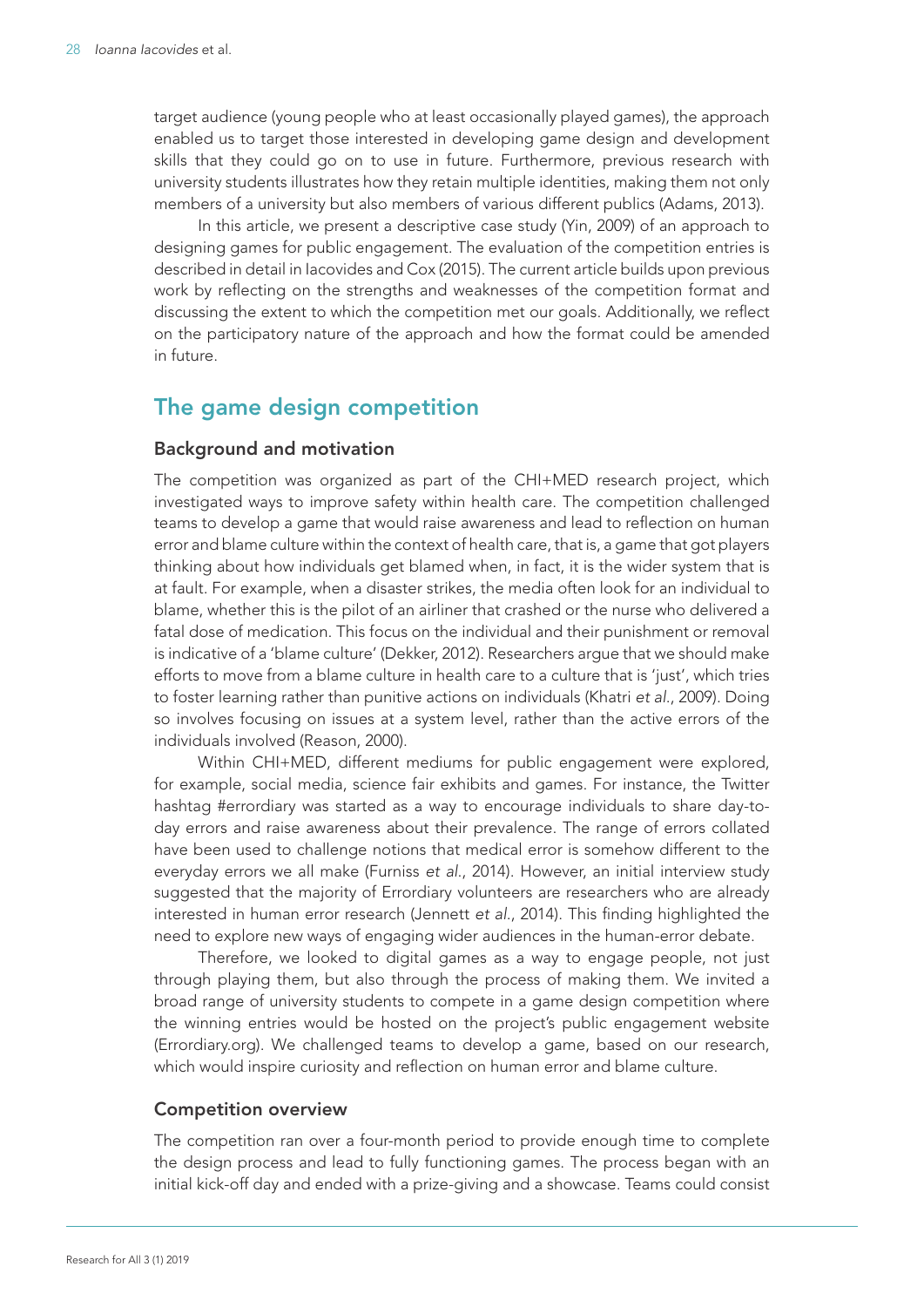target audience (young people who at least occasionally played games), the approach enabled us to target those interested in developing game design and development skills that they could go on to use in future. Furthermore, previous research with university students illustrates how they retain multiple identities, making them not only members of a university but also members of various different publics (Adams, 2013).

In this article, we present a descriptive case study (Yin, 2009) of an approach to designing games for public engagement. The evaluation of the competition entries is described in detail in Iacovides and Cox (2015). The current article builds upon previous work by reflecting on the strengths and weaknesses of the competition format and discussing the extent to which the competition met our goals. Additionally, we reflect on the participatory nature of the approach and how the format could be amended in future.

## The game design competition

### Background and motivation

The competition was organized as part of the CHI+MED research project, which investigated ways to improve safety within health care. The competition challenged teams to develop a game that would raise awareness and lead to reflection on human error and blame culture within the context of health care, that is, a game that got players thinking about how individuals get blamed when, in fact, it is the wider system that is at fault. For example, when a disaster strikes, the media often look for an individual to blame, whether this is the pilot of an airliner that crashed or the nurse who delivered a fatal dose of medication. This focus on the individual and their punishment or removal is indicative of a 'blame culture' (Dekker, 2012). Researchers argue that we should make efforts to move from a blame culture in health care to a culture that is 'just', which tries to foster learning rather than punitive actions on individuals (Khatri *et al.*, 2009). Doing so involves focusing on issues at a system level, rather than the active errors of the individuals involved (Reason, 2000).

Within CHI+MED, different mediums for public engagement were explored, for example, social media, science fair exhibits and games. For instance, the Twitter hashtag #errordiary was started as a way to encourage individuals to share day-to-day errors and raise awareness about their prevalence. The range of errors collated have been used to challenge notions that medical error is somehow different to the everyday errors we all make (Furniss *et al.*, 2014). However, an initial interview study suggested that the majority of Errordiary volunteers are researchers who are already interested in human error research (Jennett *et al.*, 2014). This finding highlighted the need to explore new ways of engaging wider audiences in the human-error debate.

Therefore, we looked to digital games as a way to engage people, not just through playing them, but also through the process of making them. We invited a broad range of university students to compete in a game design competition where the winning entries would be hosted on the project's public engagement website (Errordiary.org). We challenged teams to develop a game, based on our research, which would inspire curiosity and reflection on human error and blame culture.

### Competition overview

The competition ran over a four-month period to provide enough time to complete the design process and lead to fully functioning games. The process began with an initial kick-off day and ended with a prize-giving and a showcase. Teams could consist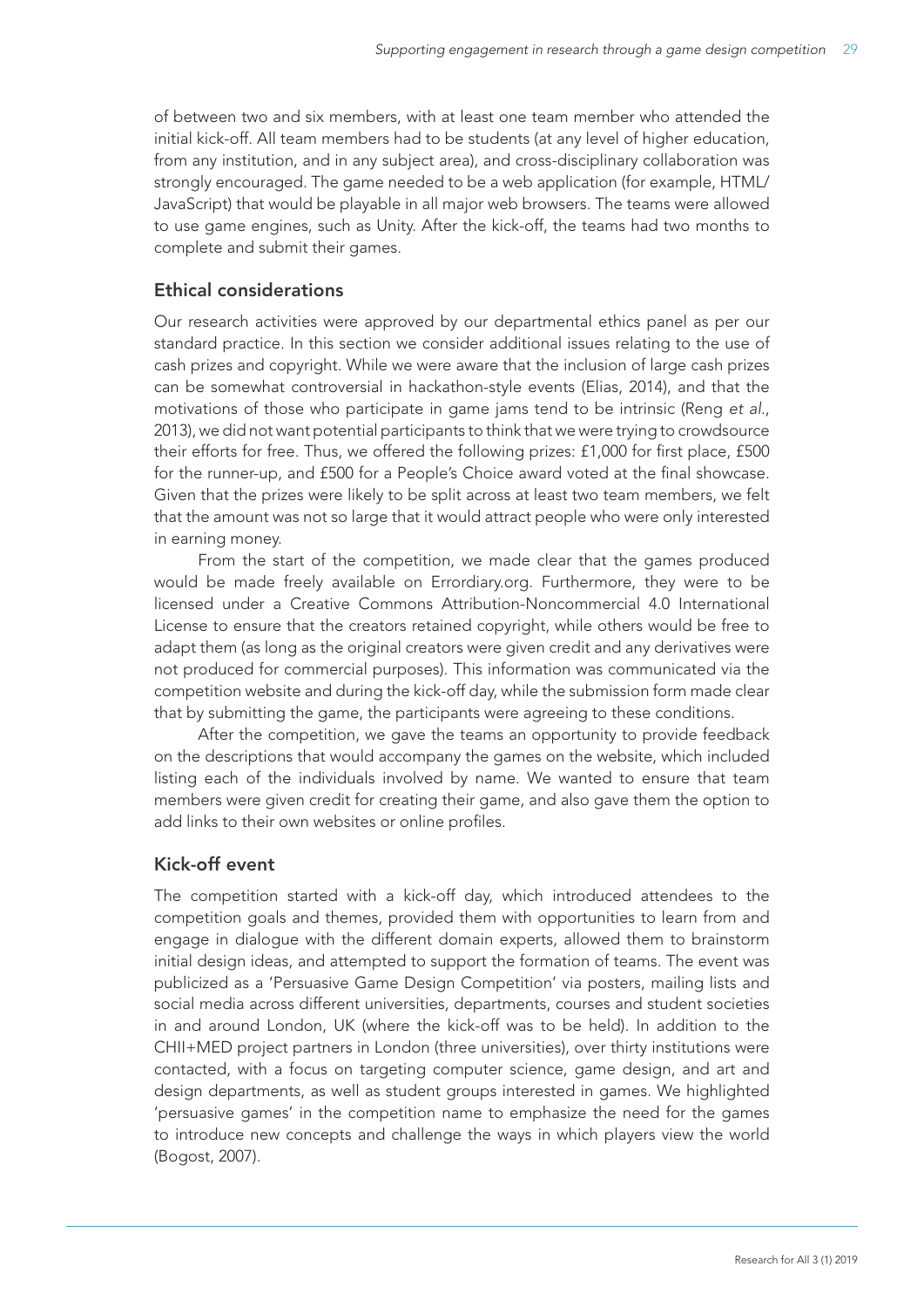of between two and six members, with at least one team member who attended the initial kick-off. All team members had to be students (at any level of higher education, from any institution, and in any subject area), and cross-disciplinary collaboration was strongly encouraged. The game needed to be a web application (for example, HTML/JavaScript) that would be playable in all major web browsers. The teams were allowed to use game engines, such as Unity. After the kick-off, the teams had two months to complete and submit their games.

## Ethical considerations

Our research activities were approved by our departmental ethics panel as per our standard practice. In this section we consider additional issues relating to the use of cash prizes and copyright. While we were aware that the inclusion of large cash prizes can be somewhat controversial in hackathon-style events (Elias, 2014), and that the motivations of those who participate in game jams tend to be intrinsic (Reng *et al.*, 2013), we did not want potential participants to think that we were trying to crowdsource their efforts for free. Thus, we offered the following prizes: £1,000 for first place, £500 for the runner-up, and £500 for a People's Choice award voted at the final showcase. Given that the prizes were likely to be split across at least two team members, we felt that the amount was not so large that it would attract people who were only interested in earning money.

From the start of the competition, we made clear that the games produced would be made freely available on Errordiary.org. Furthermore, they were to be licensed under a Creative Commons Attribution-Noncommercial 4.0 International License to ensure that the creators retained copyright, while others would be free to adapt them (as long as the original creators were given credit and any derivatives were not produced for commercial purposes). This information was communicated via the competition website and during the kick-off day, while the submission form made clear that by submitting the game, the participants were agreeing to these conditions.

After the competition, we gave the teams an opportunity to provide feedback on the descriptions that would accompany the games on the website, which included listing each of the individuals involved by name. We wanted to ensure that team members were given credit for creating their game, and also gave them the option to add links to their own websites or online profiles.

## Kick-off event

The competition started with a kick-off day, which introduced attendees to the competition goals and themes, provided them with opportunities to learn from and engage in dialogue with the different domain experts, allowed them to brainstorm initial design ideas, and attempted to support the formation of teams. The event was publicized as a 'Persuasive Game Design Competition' via posters, mailing lists and social media across different universities, departments, courses and student societies in and around London, UK (where the kick-off was to be held). In addition to the CHI+MED project partners in London (three universities), over thirty institutions were contacted, with a focus on targeting computer science, game design, and art and design departments, as well as student groups interested in games. We highlighted 'persuasive games' in the competition name to emphasize the need for the games to introduce new concepts and challenge the ways in which players view the world (Bogost, 2007).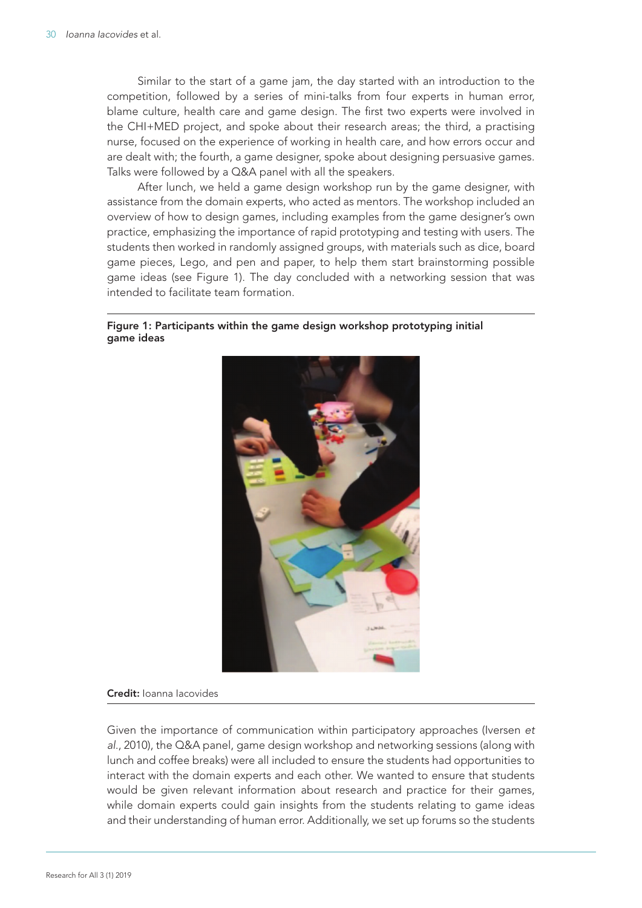Similar to the start of a game jam, the day started with an introduction to the competition, followed by a series of mini-talks from four experts in human error, blame culture, health care and game design. The first two experts were involved in the CHI+MED project, and spoke about their research areas; the third, a practising nurse, focused on the experience of working in health care, and how errors occur and are dealt with; the fourth, a game designer, spoke about designing persuasive games. Talks were followed by a Q&A panel with all the speakers.

After lunch, we held a game design workshop run by the game designer, with assistance from the domain experts, who acted as mentors. The workshop included an overview of how to design games, including examples from the game designer's own practice, emphasizing the importance of rapid prototyping and testing with users. The students then worked in randomly assigned groups, with materials such as dice, board game pieces, Lego, and pen and paper, to help them start brainstorming possible game ideas (see Figure 1). The day concluded with a networking session that was intended to facilitate team formation.

**Figure 1: Participants within the game design workshop prototyping initial game ideas**

**Credit:** Ioanna Iacovides

Given the importance of communication within participatory approaches (Iversen *et al.*, 2010), the Q&A panel, game design workshop and networking sessions (along with lunch and coffee breaks) were all included to ensure the students had opportunities to interact with the domain experts and each other. We wanted to ensure that students would be given relevant information about research and practice for their games, while domain experts could gain insights from the students relating to game ideas and their understanding of human error. Additionally, we set up forums so the students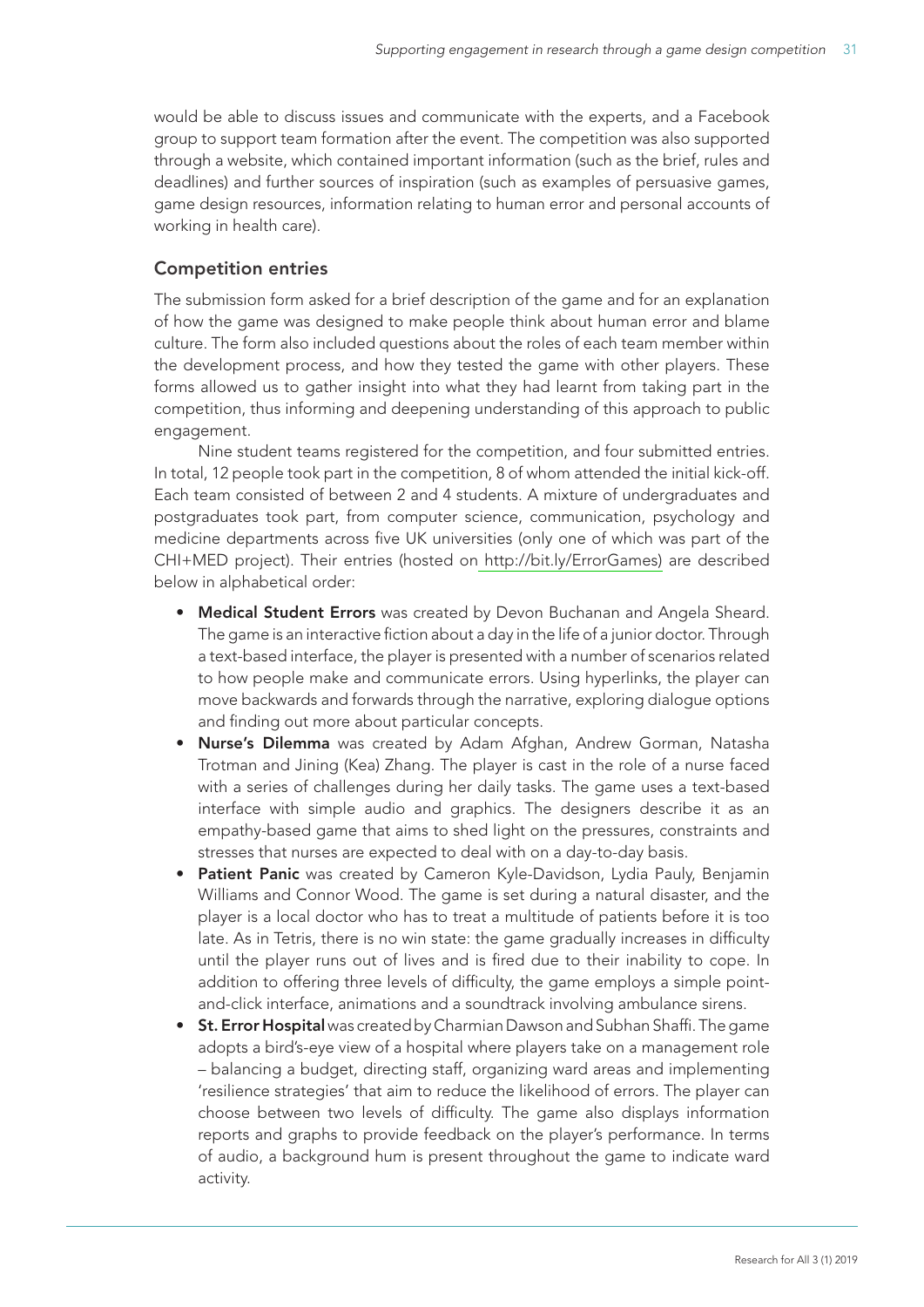would be able to discuss issues and communicate with the experts, and a Facebook group to support team formation after the event. The competition was also supported through a website, which contained important information (such as the brief, rules and deadlines) and further sources of inspiration (such as examples of persuasive games, game design resources, information relating to human error and personal accounts of working in health care).

## Competition entries

The submission form asked for a brief description of the game and for an explanation of how the game was designed to make people think about human error and blame culture. The form also included questions about the roles of each team member within the development process, and how they tested the game with other players. These forms allowed us to gather insight into what they had learnt from taking part in the competition, thus informing and deepening understanding of this approach to public engagement.

Nine student teams registered for the competition, and four submitted entries. In total, 12 people took part in the competition, 8 of whom attended the initial kick-off. Each team consisted of between 2 and 4 students. A mixture of undergraduates and postgraduates took part, from computer science, communication, psychology and medicine departments across five UK universities (only one of which was part of the CHI+MED project). Their entries (hosted on http://bit.ly/ErrorGames) are described below in alphabetical order:

- **Medical Student Errors** was created by Devon Buchanan and Angela Sheard. The game is an interactive fiction about a day in the life of a junior doctor. Through a text-based interface, the player is presented with a number of scenarios related to how people make and communicate errors. Using hyperlinks, the player can move backwards and forwards through the narrative, exploring dialogue options and finding out more about particular concepts.
- **Nurse's Dilemma** was created by Adam Afghan, Andrew Gorman, Natasha Trotman and Jining (Kea) Zhang. The player is cast in the role of a nurse faced with a series of challenges during her daily tasks. The game uses a text-based interface with simple audio and graphics. The designers describe it as an empathy-based game that aims to shed light on the pressures, constraints and stresses that nurses are expected to deal with on a day-to-day basis.
- **Patient Panic** was created by Cameron Kyle-Davidson, Lydia Pauly, Benjamin Williams and Connor Wood. The game is set during a natural disaster, and the player is a local doctor who has to treat a multitude of patients before it is too late. As in Tetris, there is no win state: the game gradually increases in difficulty until the player runs out of lives and is fired due to their inability to cope. In addition to offering three levels of difficulty, the game employs a simple point-and-click interface, animations and a soundtrack involving ambulance sirens.
- **St. Error Hospital** was created by Charmian Dawson and Subhan Shaffi. The game adopts a bird's-eye view of a hospital where players take on a management role – balancing a budget, directing staff, organizing ward areas and implementing 'resilience strategies' that aim to reduce the likelihood of errors. The player can choose between two levels of difficulty. The game also displays information reports and graphs to provide feedback on the player's performance. In terms of audio, a background hum is present throughout the game to indicate ward activity.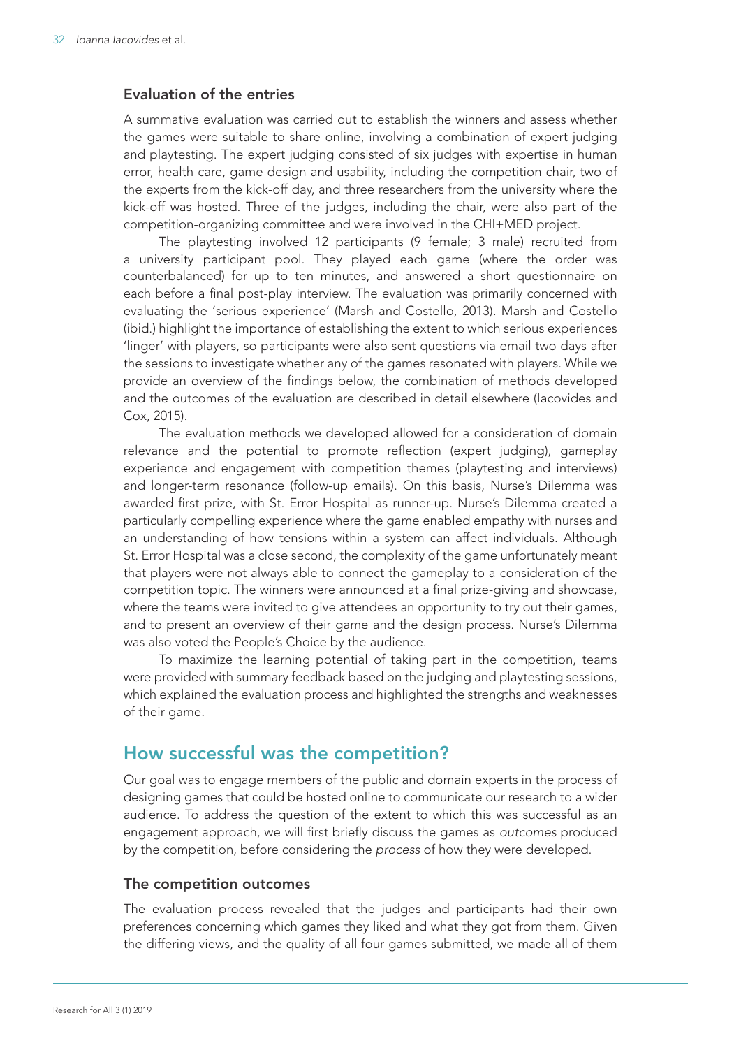### Evaluation of the entries

A summative evaluation was carried out to establish the winners and assess whether the games were suitable to share online, involving a combination of expert judging and playtesting. The expert judging consisted of six judges with expertise in human error, health care, game design and usability, including the competition chair, two of the experts from the kick-off day, and three researchers from the university where the kick-off was hosted. Three of the judges, including the chair, were also part of the competition-organizing committee and were involved in the CHI+MED project.

The playtesting involved 12 participants (9 female; 3 male) recruited from a university participant pool. They played each game (where the order was counterbalanced) for up to ten minutes, and answered a short questionnaire on each before a final post-play interview. The evaluation was primarily concerned with evaluating the 'serious experience' (Marsh and Costello, 2013). Marsh and Costello (ibid.) highlight the importance of establishing the extent to which serious experiences 'linger' with players, so participants were also sent questions via email two days after the sessions to investigate whether any of the games resonated with players. While we provide an overview of the findings below, the combination of methods developed and the outcomes of the evaluation are described in detail elsewhere (Iacovides and Cox, 2015).

The evaluation methods we developed allowed for a consideration of domain relevance and the potential to promote reflection (expert judging), gameplay experience and engagement with competition themes (playtesting and interviews) and longer-term resonance (follow-up emails). On this basis, Nurse's Dilemma was awarded first prize, with St. Error Hospital as runner-up. Nurse's Dilemma created a particularly compelling experience where the game enabled empathy with nurses and an understanding of how tensions within a system can affect individuals. Although St. Error Hospital was a close second, the complexity of the game unfortunately meant that players were not always able to connect the gameplay to a consideration of the competition topic. The winners were announced at a final prize-giving and showcase, where the teams were invited to give attendees an opportunity to try out their games, and to present an overview of their game and the design process. Nurse's Dilemma was also voted the People's Choice by the audience.

To maximize the learning potential of taking part in the competition, teams were provided with summary feedback based on the judging and playtesting sessions, which explained the evaluation process and highlighted the strengths and weaknesses of their game.

## How successful was the competition?

Our goal was to engage members of the public and domain experts in the process of designing games that could be hosted online to communicate our research to a wider audience. To address the question of the extent to which this was successful as an engagement approach, we will first briefly discuss the games as *outcomes* produced by the competition, before considering the *process* of how they were developed.

### The competition outcomes

The evaluation process revealed that the judges and participants had their own preferences concerning which games they liked and what they got from them. Given the differing views, and the quality of all four games submitted, we made all of them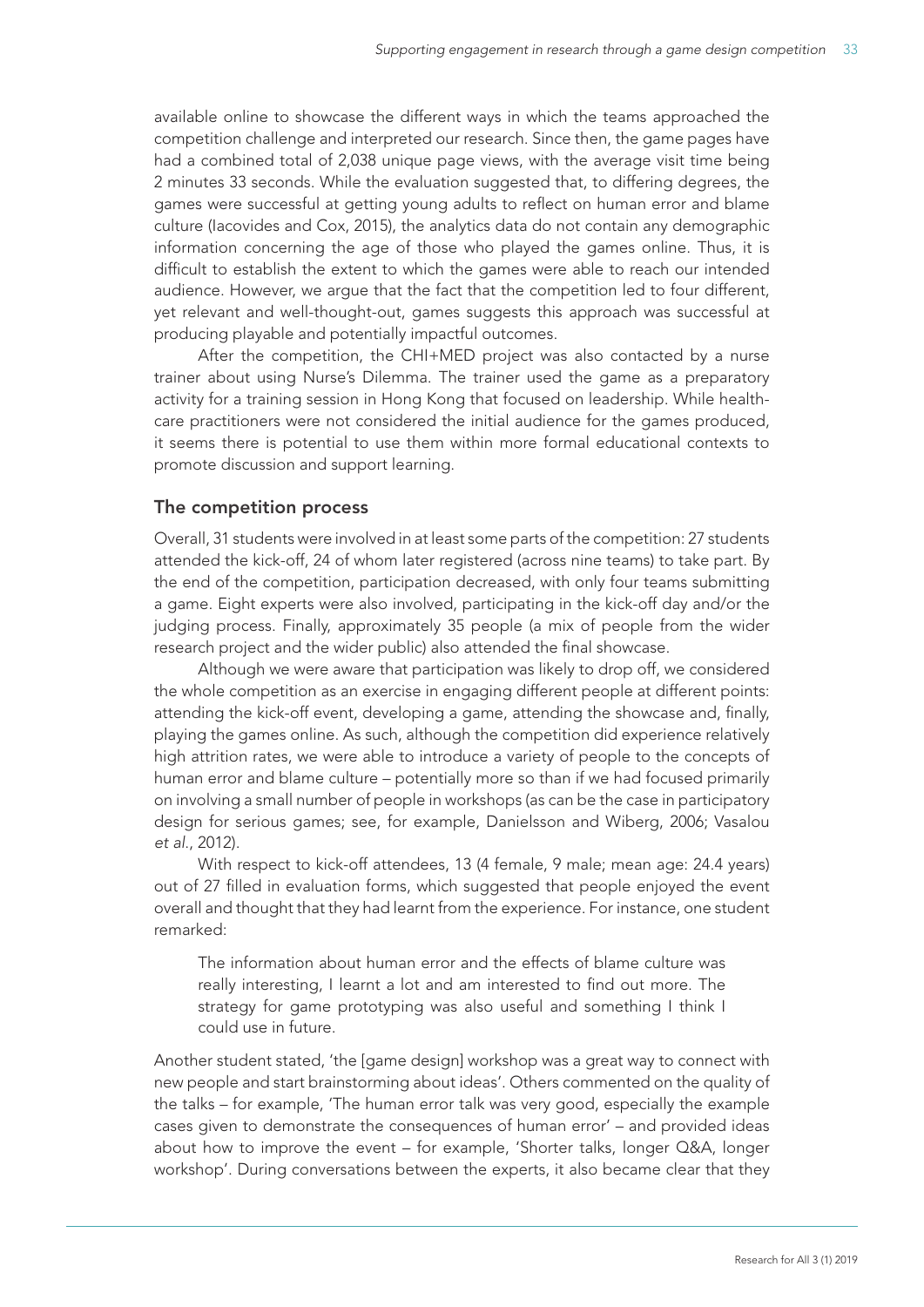available online to showcase the different ways in which the teams approached the competition challenge and interpreted our research. Since then, the game pages have had a combined total of 2,038 unique page views, with the average visit time being 2 minutes 33 seconds. While the evaluation suggested that, to differing degrees, the games were successful at getting young adults to reflect on human error and blame culture (Iacovides and Cox, 2015), the analytics data do not contain any demographic information concerning the age of those who played the games online. Thus, it is difficult to establish the extent to which the games were able to reach our intended audience. However, we argue that the fact that the competition led to four different, yet relevant and well-thought-out, games suggests this approach was successful at producing playable and potentially impactful outcomes.

After the competition, the CHI+MED project was also contacted by a nurse trainer about using Nurse's Dilemma. The trainer used the game as a preparatory activity for a training session in Hong Kong that focused on leadership. While health-care practitioners were not considered the initial audience for the games produced, it seems there is potential to use them within more formal educational contexts to promote discussion and support learning.

## The competition process

Overall, 31 students were involved in at least some parts of the competition: 27 students attended the kick-off, 24 of whom later registered (across nine teams) to take part. By the end of the competition, participation decreased, with only four teams submitting a game. Eight experts were also involved, participating in the kick-off day and/or the judging process. Finally, approximately 35 people (a mix of people from the wider research project and the wider public) also attended the final showcase.

Although we were aware that participation was likely to drop off, we considered the whole competition as an exercise in engaging different people at different points: attending the kick-off event, developing a game, attending the showcase and, finally, playing the games online. As such, although the competition did experience relatively high attrition rates, we were able to introduce a variety of people to the concepts of human error and blame culture – potentially more so than if we had focused primarily on involving a small number of people in workshops (as can be the case in participatory design for serious games; see, for example, Danielsson and Wiberg, 2006; Vasalou *et al.*, 2012).

With respect to kick-off attendees, 13 (4 female, 9 male; mean age: 24.4 years) out of 27 filled in evaluation forms, which suggested that people enjoyed the event overall and thought that they had learnt from the experience. For instance, one student remarked:

> The information about human error and the effects of blame culture was really interesting, I learnt a lot and am interested to find out more. The strategy for game prototyping was also useful and something I think I could use in future.

Another student stated, 'the [game design] workshop was a great way to connect with new people and start brainstorming about ideas'. Others commented on the quality of the talks – for example, 'The human error talk was very good, especially the example cases given to demonstrate the consequences of human error' – and provided ideas about how to improve the event – for example, 'Shorter talks, longer Q&A, longer workshop'. During conversations between the experts, it also became clear that they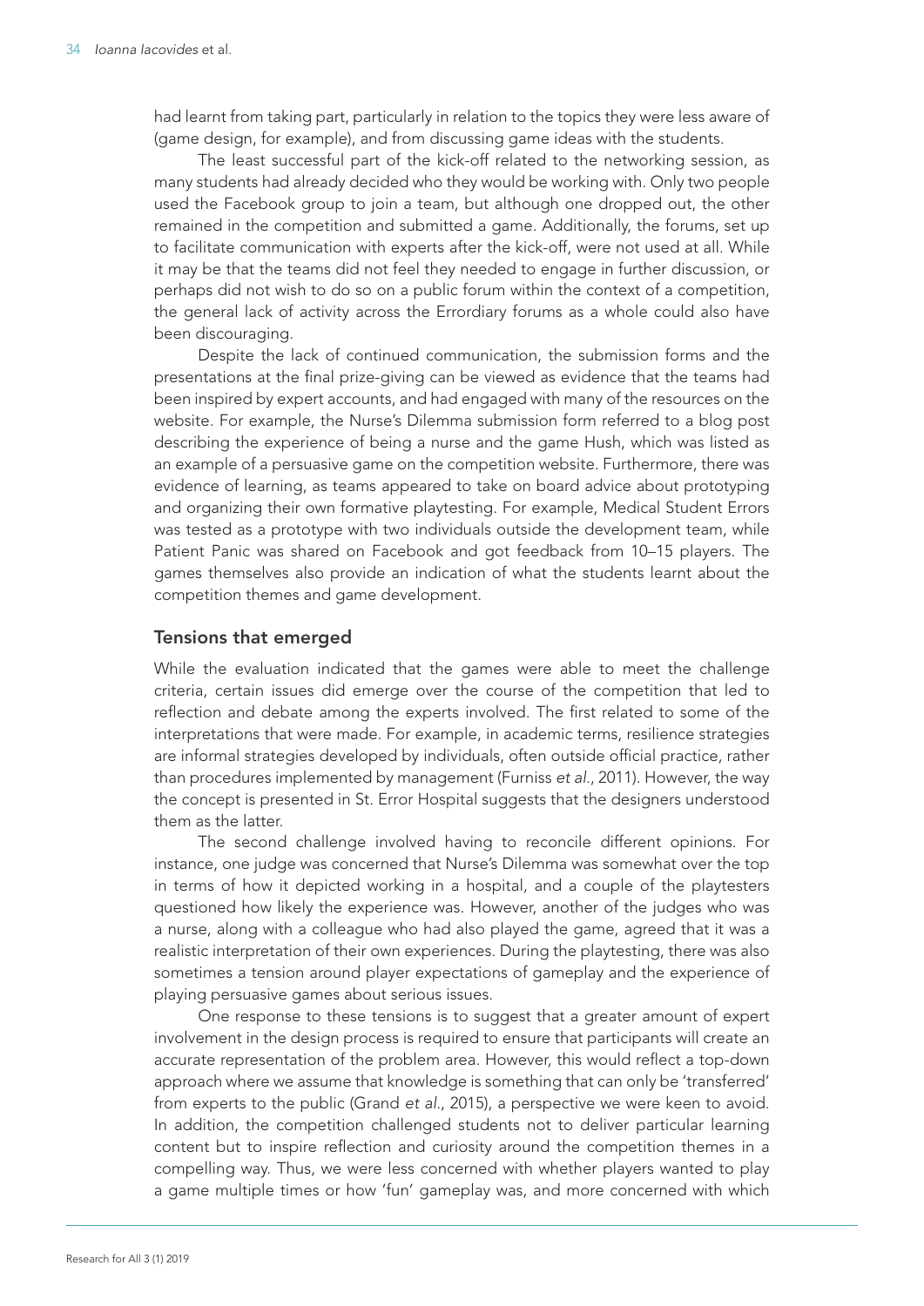had learnt from taking part, particularly in relation to the topics they were less aware of (game design, for example), and from discussing game ideas with the students.

The least successful part of the kick-off related to the networking session, as many students had already decided who they would be working with. Only two people used the Facebook group to join a team, but although one dropped out, the other remained in the competition and submitted a game. Additionally, the forums, set up to facilitate communication with experts after the kick-off, were not used at all. While it may be that the teams did not feel they needed to engage in further discussion, or perhaps did not wish to do so on a public forum within the context of a competition, the general lack of activity across the Errordiary forums as a whole could also have been discouraging.

Despite the lack of continued communication, the submission forms and the presentations at the final prize-giving can be viewed as evidence that the teams had been inspired by expert accounts, and had engaged with many of the resources on the website. For example, the Nurse's Dilemma submission form referred to a blog post describing the experience of being a nurse and the game Hush, which was listed as an example of a persuasive game on the competition website. Furthermore, there was evidence of learning, as teams appeared to take on board advice about prototyping and organizing their own formative playtesting. For example, Medical Student Errors was tested as a prototype with two individuals outside the development team, while Patient Panic was shared on Facebook and got feedback from 10–15 players. The games themselves also provide an indication of what the students learnt about the competition themes and game development.

## Tensions that emerged

While the evaluation indicated that the games were able to meet the challenge criteria, certain issues did emerge over the course of the competition that led to reflection and debate among the experts involved. The first related to some of the interpretations that were made. For example, in academic terms, resilience strategies are informal strategies developed by individuals, often outside official practice, rather than procedures implemented by management (Furniss *et al.*, 2011). However, the way the concept is presented in St. Error Hospital suggests that the designers understood them as the latter.

The second challenge involved having to reconcile different opinions. For instance, one judge was concerned that Nurse's Dilemma was somewhat over the top in terms of how it depicted working in a hospital, and a couple of the playtesters questioned how likely the experience was. However, another of the judges who was a nurse, along with a colleague who had also played the game, agreed that it was a realistic interpretation of their own experiences. During the playtesting, there was also sometimes a tension around player expectations of gameplay and the experience of playing persuasive games about serious issues.

One response to these tensions is to suggest that a greater amount of expert involvement in the design process is required to ensure that participants will create an accurate representation of the problem area. However, this would reflect a top-down approach where we assume that knowledge is something that can only be 'transferred' from experts to the public (Grand *et al.*, 2015), a perspective we were keen to avoid. In addition, the competition challenged students not to deliver particular learning content but to inspire reflection and curiosity around the competition themes in a compelling way. Thus, we were less concerned with whether players wanted to play a game multiple times or how 'fun' gameplay was, and more concerned with which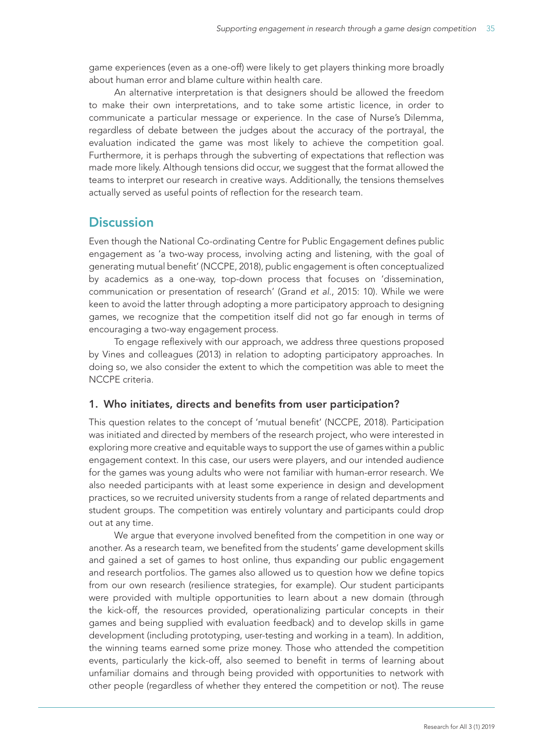game experiences (even as a one-off) were likely to get players thinking more broadly about human error and blame culture within health care.

An alternative interpretation is that designers should be allowed the freedom to make their own interpretations, and to take some artistic licence, in order to communicate a particular message or experience. In the case of Nurse's Dilemma, regardless of debate between the judges about the accuracy of the portrayal, the evaluation indicated the game was most likely to achieve the competition goal. Furthermore, it is perhaps through the subverting of expectations that reflection was made more likely. Although tensions did occur, we suggest that the format allowed the teams to interpret our research in creative ways. Additionally, the tensions themselves actually served as useful points of reflection for the research team.

## Discussion

Even though the National Co-ordinating Centre for Public Engagement defines public engagement as 'a two-way process, involving acting and listening, with the goal of generating mutual benefit' (NCCPE, 2018), public engagement is often conceptualized by academics as a one-way, top-down process that focuses on 'dissemination, communication or presentation of research' (Grand *et al.*, 2015: 10). While we were keen to avoid the latter through adopting a more participatory approach to designing games, we recognize that the competition itself did not go far enough in terms of encouraging a two-way engagement process.

To engage reflexively with our approach, we address three questions proposed by Vines and colleagues (2013) in relation to adopting participatory approaches. In doing so, we also consider the extent to which the competition was able to meet the NCCPE criteria.

### 1. Who initiates, directs and benefits from user participation?

This question relates to the concept of 'mutual benefit' (NCCPE, 2018). Participation was initiated and directed by members of the research project, who were interested in exploring more creative and equitable ways to support the use of games within a public engagement context. In this case, our users were players, and our intended audience for the games was young adults who were not familiar with human-error research. We also needed participants with at least some experience in design and development practices, so we recruited university students from a range of related departments and student groups. The competition was entirely voluntary and participants could drop out at any time.

We argue that everyone involved benefited from the competition in one way or another. As a research team, we benefited from the students' game development skills and gained a set of games to host online, thus expanding our public engagement and research portfolios. The games also allowed us to question how we define topics from our own research (resilience strategies, for example). Our student participants were provided with multiple opportunities to learn about a new domain (through the kick-off, the resources provided, operationalizing particular concepts in their games and being supplied with evaluation feedback) and to develop skills in game development (including prototyping, user-testing and working in a team). In addition, the winning teams earned some prize money. Those who attended the competition events, particularly the kick-off, also seemed to benefit in terms of learning about unfamiliar domains and through being provided with opportunities to network with other people (regardless of whether they entered the competition or not). The reuse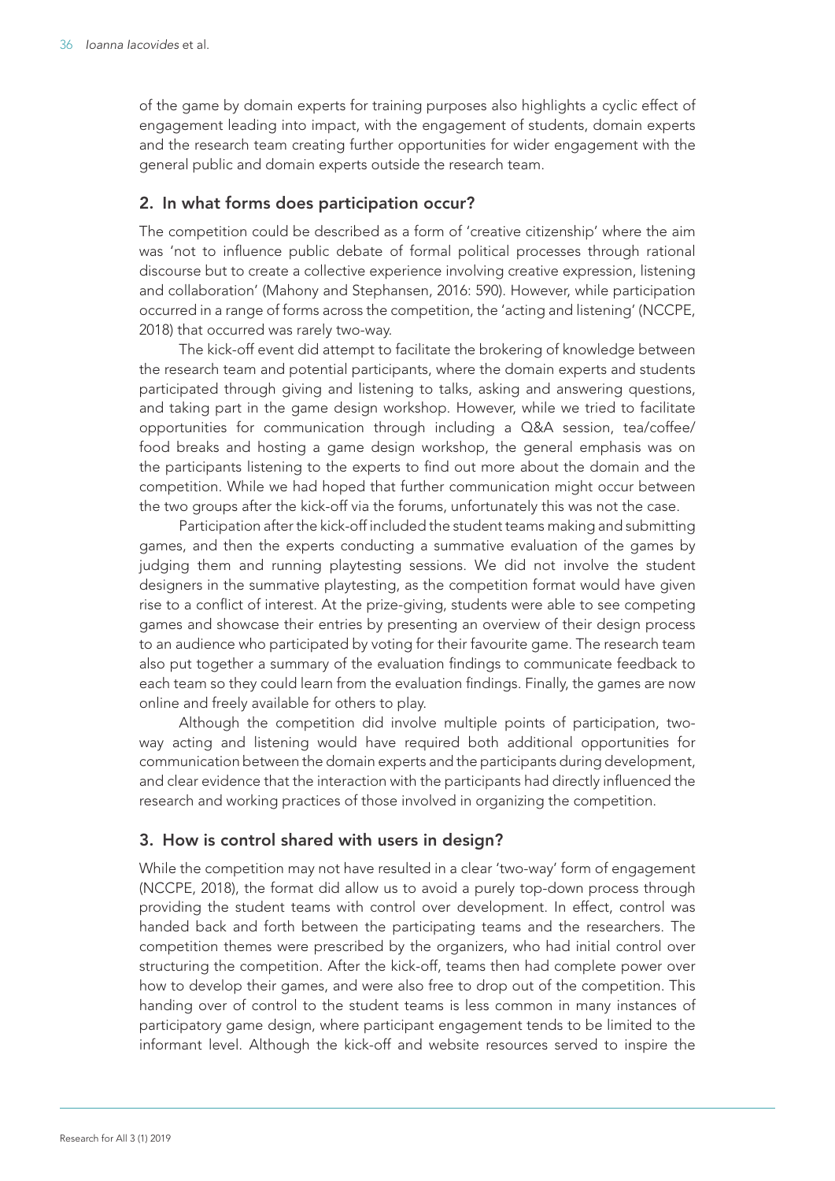of the game by domain experts for training purposes also highlights a cyclic effect of engagement leading into impact, with the engagement of students, domain experts and the research team creating further opportunities for wider engagement with the general public and domain experts outside the research team.

## 2. In what forms does participation occur?

The competition could be described as a form of 'creative citizenship' where the aim was 'not to influence public debate of formal political processes through rational discourse but to create a collective experience involving creative expression, listening and collaboration' (Mahony and Stephansen, 2016: 590). However, while participation occurred in a range of forms across the competition, the 'acting and listening' (NCCPE, 2018) that occurred was rarely two-way.

The kick-off event did attempt to facilitate the brokering of knowledge between the research team and potential participants, where the domain experts and students participated through giving and listening to talks, asking and answering questions, and taking part in the game design workshop. However, while we tried to facilitate opportunities for communication through including a Q&A session, tea/coffee/food breaks and hosting a game design workshop, the general emphasis was on the participants listening to the experts to find out more about the domain and the competition. While we had hoped that further communication might occur between the two groups after the kick-off via the forums, unfortunately this was not the case.

Participation after the kick-off included the student teams making and submitting games, and then the experts conducting a summative evaluation of the games by judging them and running playtesting sessions. We did not involve the student designers in the summative playtesting, as the competition format would have given rise to a conflict of interest. At the prize-giving, students were able to see competing games and showcase their entries by presenting an overview of their design process to an audience who participated by voting for their favourite game. The research team also put together a summary of the evaluation findings to communicate feedback to each team so they could learn from the evaluation findings. Finally, the games are now online and freely available for others to play.

Although the competition did involve multiple points of participation, two-way acting and listening would have required both additional opportunities for communication between the domain experts and the participants during development, and clear evidence that the interaction with the participants had directly influenced the research and working practices of those involved in organizing the competition.

## 3. How is control shared with users in design?

While the competition may not have resulted in a clear 'two-way' form of engagement (NCCPE, 2018), the format did allow us to avoid a purely top-down process through providing the student teams with control over development. In effect, control was handed back and forth between the participating teams and the researchers. The competition themes were prescribed by the organizers, who had initial control over structuring the competition. After the kick-off, teams then had complete power over how to develop their games, and were also free to drop out of the competition. This handing over of control to the student teams is less common in many instances of participatory game design, where participant engagement tends to be limited to the informant level. Although the kick-off and website resources served to inspire the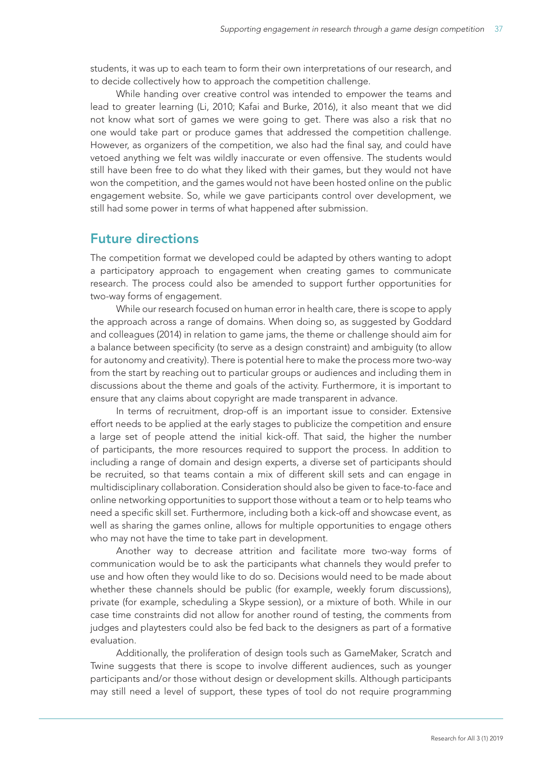students, it was up to each team to form their own interpretations of our research, and to decide collectively how to approach the competition challenge.

While handing over creative control was intended to empower the teams and lead to greater learning (Li, 2010; Kafai and Burke, 2016), it also meant that we did not know what sort of games we were going to get. There was also a risk that no one would take part or produce games that addressed the competition challenge. However, as organizers of the competition, we also had the final say, and could have vetoed anything we felt was wildly inaccurate or even offensive. The students would still have been free to do what they liked with their games, but they would not have won the competition, and the games would not have been hosted online on the public engagement website. So, while we gave participants control over development, we still had some power in terms of what happened after submission.

## Future directions

The competition format we developed could be adapted by others wanting to adopt a participatory approach to engagement when creating games to communicate research. The process could also be amended to support further opportunities for two-way forms of engagement.

While our research focused on human error in health care, there is scope to apply the approach across a range of domains. When doing so, as suggested by Goddard and colleagues (2014) in relation to game jams, the theme or challenge should aim for a balance between specificity (to serve as a design constraint) and ambiguity (to allow for autonomy and creativity). There is potential here to make the process more two-way from the start by reaching out to particular groups or audiences and including them in discussions about the theme and goals of the activity. Furthermore, it is important to ensure that any claims about copyright are made transparent in advance.

In terms of recruitment, drop-off is an important issue to consider. Extensive effort needs to be applied at the early stages to publicize the competition and ensure a large set of people attend the initial kick-off. That said, the higher the number of participants, the more resources required to support the process. In addition to including a range of domain and design experts, a diverse set of participants should be recruited, so that teams contain a mix of different skill sets and can engage in multidisciplinary collaboration. Consideration should also be given to face-to-face and online networking opportunities to support those without a team or to help teams who need a specific skill set. Furthermore, including both a kick-off and showcase event, as well as sharing the games online, allows for multiple opportunities to engage others who may not have the time to take part in development.

Another way to decrease attrition and facilitate more two-way forms of communication would be to ask the participants what channels they would prefer to use and how often they would like to do so. Decisions would need to be made about whether these channels should be public (for example, weekly forum discussions), private (for example, scheduling a Skype session), or a mixture of both. While in our case time constraints did not allow for another round of testing, the comments from judges and playtesters could also be fed back to the designers as part of a formative evaluation.

Additionally, the proliferation of design tools such as GameMaker, Scratch and Twine suggests that there is scope to involve different audiences, such as younger participants and/or those without design or development skills. Although participants may still need a level of support, these types of tool do not require programming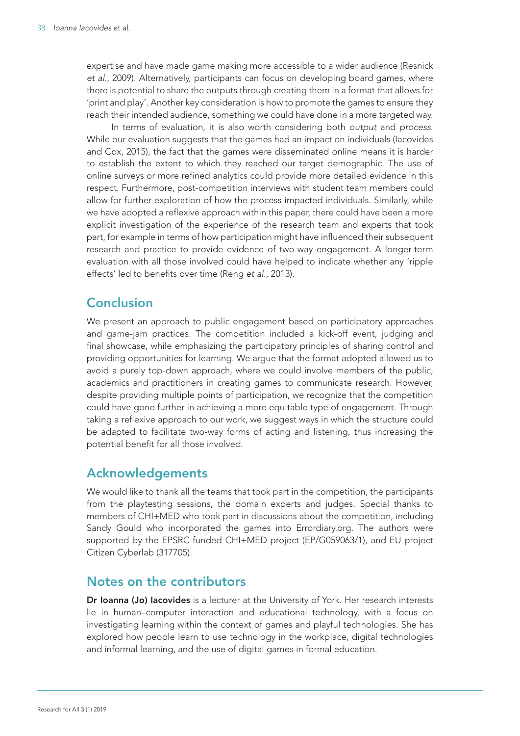expertise and have made game making more accessible to a wider audience (Resnick *et al*., 2009). Alternatively, participants can focus on developing board games, where there is potential to share the outputs through creating them in a format that allows for 'print and play'. Another key consideration is how to promote the games to ensure they reach their intended audience, something we could have done in a more targeted way.

In terms of evaluation, it is also worth considering both *output* and *process*. While our evaluation suggests that the games had an impact on individuals (Iacovides and Cox, 2015), the fact that the games were disseminated online means it is harder to establish the extent to which they reached our target demographic. The use of online surveys or more refined analytics could provide more detailed evidence in this respect. Furthermore, post-competition interviews with student team members could allow for further exploration of how the process impacted individuals. Similarly, while we have adopted a reflexive approach within this paper, there could have been a more explicit investigation of the experience of the research team and experts that took part, for example in terms of how participation might have influenced their subsequent research and practice to provide evidence of two-way engagement. A longer-term evaluation with all those involved could have helped to indicate whether any 'ripple effects' led to benefits over time (Reng *et al*., 2013).

## Conclusion

We present an approach to public engagement based on participatory approaches and game-jam practices. The competition included a kick-off event, judging and final showcase, while emphasizing the participatory principles of sharing control and providing opportunities for learning. We argue that the format adopted allowed us to avoid a purely top-down approach, where we could involve members of the public, academics and practitioners in creating games to communicate research. However, despite providing multiple points of participation, we recognize that the competition could have gone further in achieving a more equitable type of engagement. Through taking a reflexive approach to our work, we suggest ways in which the structure could be adapted to facilitate two-way forms of acting and listening, thus increasing the potential benefit for all those involved.

## Acknowledgements

We would like to thank all the teams that took part in the competition, the participants from the playtesting sessions, the domain experts and judges. Special thanks to members of CHI+MED who took part in discussions about the competition, including Sandy Gould who incorporated the games into Errordiary.org. The authors were supported by the EPSRC-funded CHI+MED project (EP/G059063/1), and EU project Citizen Cyberlab (317705).

## Notes on the contributors

**Dr Ioanna (Jo) Iacovides** is a lecturer at the University of York. Her research interests lie in human–computer interaction and educational technology, with a focus on investigating learning within the context of games and playful technologies. She has explored how people learn to use technology in the workplace, digital technologies and informal learning, and the use of digital games in formal education.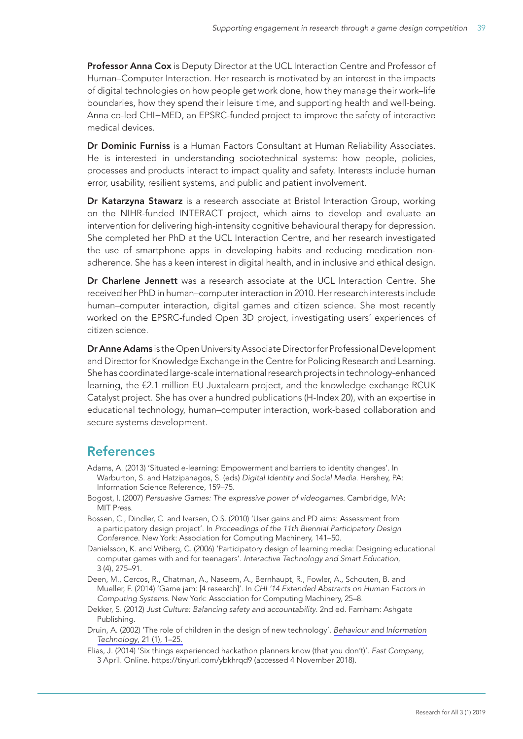**Professor Anna Cox** is Deputy Director at the UCL Interaction Centre and Professor of Human–Computer Interaction. Her research is motivated by an interest in the impacts of digital technologies on how people get work done, how they manage their work–life boundaries, how they spend their leisure time, and supporting health and well-being. Anna co-led CHI+MED, an EPSRC-funded project to improve the safety of interactive medical devices.

**Dr Dominic Furniss** is a Human Factors Consultant at Human Reliability Associates. He is interested in understanding sociotechnical systems: how people, policies, processes and products interact to impact quality and safety. Interests include human error, usability, resilient systems, and public and patient involvement.

**Dr Katarzyna Stawarz** is a research associate at Bristol Interaction Group, working on the NIHR-funded INTERACT project, which aims to develop and evaluate an intervention for delivering high-intensity cognitive behavioural therapy for depression. She completed her PhD at the UCL Interaction Centre, and her research investigated the use of smartphone apps in developing habits and reducing medication non-adherence. She has a keen interest in digital health, and in inclusive and ethical design.

**Dr Charlene Jennett** was a research associate at the UCL Interaction Centre. She received her PhD in human–computer interaction in 2010. Her research interests include human–computer interaction, digital games and citizen science. She most recently worked on the EPSRC-funded Open 3D project, investigating users' experiences of citizen science.

**Dr Anne Adams** is the Open University Associate Director for Professional Development and Director for Knowledge Exchange in the Centre for Policing Research and Learning. She has coordinated large-scale international research projects in technology-enhanced learning, the €2.1 million EU Juxtalearn project, and the knowledge exchange RCUK Catalyst project. She has over a hundred publications (H-Index 20), with an expertise in educational technology, human–computer interaction, work-based collaboration and secure systems development.

## References

Adams, A. (2013) 'Situated e-learning: Empowerment and barriers to identity changes'. In Warburton, S. and Hatzipanagos, S. (eds) *Digital Identity and Social Media*. Hershey, PA: Information Science Reference, 159–75.

Bogost, I. (2007) *Persuasive Games: The expressive power of videogames*. Cambridge, MA: MIT Press.

Bossen, C., Dindler, C. and Iversen, O.S. (2010) 'User gains and PD aims: Assessment from a participatory design project'. In *Proceedings of the 11th Biennial Participatory Design Conference*. New York: Association for Computing Machinery, 141–50.

Danielsson, K. and Wiberg, C. (2006) 'Participatory design of learning media: Designing educational computer games with and for teenagers'. *Interactive Technology and Smart Education*, 3 (4), 275–91.

Deen, M., Cercos, R., Chatman, A., Naseem, A., Bernhaupt, R., Fowler, A., Schouten, B. and Mueller, F. (2014) 'Game jam: [4 research]'. In *CHI '14 Extended Abstracts on Human Factors in Computing Systems*. New York: Association for Computing Machinery, 25–8.

Dekker, S. (2012) *Just Culture: Balancing safety and accountability*. 2nd ed. Farnham: Ashgate Publishing.

Druin, A. (2002) 'The role of children in the design of new technology'. *Behaviour and Information Technology*, 21 (1), 1–25.

Elias, J. (2014) 'Six things experienced hackathon planners know (that you don't)'. *Fast Company*, 3 April. Online. https://tinyurl.com/ybkhrqd9 (accessed 4 November 2018).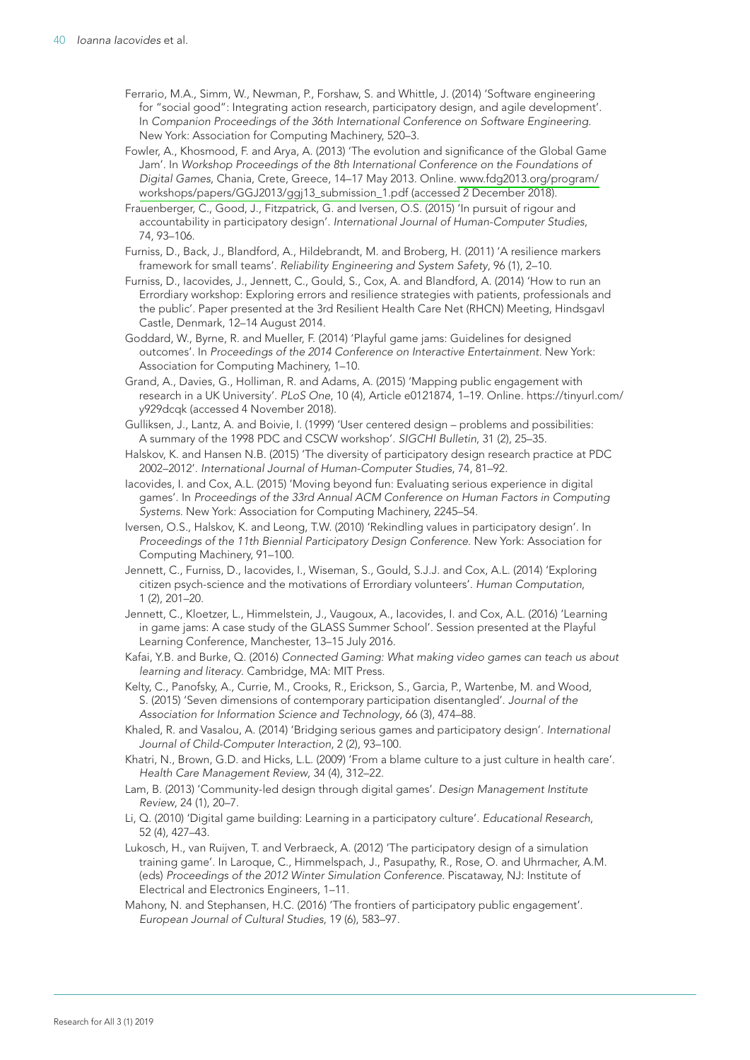Ferrario, M.A., Simm, W., Newman, P., Forshaw, S. and Whittle, J. (2014) 'Software engineering for "social good": Integrating action research, participatory design, and agile development'. In *Companion Proceedings of the 36th International Conference on Software Engineering*. New York: Association for Computing Machinery, 520–3.

Fowler, A., Khosmood, F. and Arya, A. (2013) 'The evolution and significance of the Global Game Jam'. In *Workshop Proceedings of the 8th International Conference on the Foundations of Digital Games*, Chania, Crete, Greece, 14–17 May 2013. Online. www.fdg2013.org/program/workshops/papers/GGJ2013/ggj13_submission_1.pdf (accessed 2 December 2018).

Frauenberger, C., Good, J., Fitzpatrick, G. and Iversen, O.S. (2015) 'In pursuit of rigour and accountability in participatory design'. *International Journal of Human-Computer Studies*, 74, 93–106.

Furniss, D., Back, J., Blandford, A., Hildebrandt, M. and Broberg, H. (2011) 'A resilience markers framework for small teams'. *Reliability Engineering and System Safety*, 96 (1), 2–10.

Furniss, D., Iacovides, I., Jennett, C., Gould, S., Cox, A. and Blandford, A. (2014) 'How to run an Errordiary workshop: Exploring errors and resilience strategies with patients, professionals and the public'. Paper presented at the 3rd Resilient Health Care Net (RHCN) Meeting, Hindsgavl Castle, Denmark, 12–14 August 2014.

Goddard, W., Byrne, R. and Mueller, F. (2014) 'Playful game jams: Guidelines for designed outcomes'. In *Proceedings of the 2014 Conference on Interactive Entertainment*. New York: Association for Computing Machinery, 1–10.

Grand, A., Davies, G., Holliman, R. and Adams, A. (2015) 'Mapping public engagement with research in a UK University'. *PLoS One*, 10 (4), Article e0121874, 1–19. Online. https://tinyurl.com/y929dcqk (accessed 4 November 2018).

Gulliksen, J., Lantz, A. and Boivie, I. (1999) 'User centered design – problems and possibilities: A summary of the 1998 PDC and CSCW workshop'. *SIGCHI Bulletin*, 31 (2), 25–35.

Halskov, K. and Hansen N.B. (2015) 'The diversity of participatory design research practice at PDC 2002–2012'. *International Journal of Human-Computer Studies*, 74, 81–92.

Iacovides, I. and Cox, A.L. (2015) 'Moving beyond fun: Evaluating serious experience in digital games'. In *Proceedings of the 33rd Annual ACM Conference on Human Factors in Computing Systems*. New York: Association for Computing Machinery, 2245–54.

Iversen, O.S., Halskov, K. and Leong, T.W. (2010) 'Rekindling values in participatory design'. In *Proceedings of the 11th Biennial Participatory Design Conference*. New York: Association for Computing Machinery, 91–100.

Jennett, C., Furniss, D., Iacovides, I., Wiseman, S., Gould, S.J.J. and Cox, A.L. (2014) 'Exploring citizen psych-science and the motivations of Errordiary volunteers'. *Human Computation*, 1 (2), 201–20.

Jennett, C., Kloetzer, L., Himmelstein, J., Vaugoux, A., Iacovides, I. and Cox, A.L. (2016) 'Learning in game jams: A case study of the GLASS Summer School'. Session presented at the Playful Learning Conference, Manchester, 13–15 July 2016.

Kafai, Y.B. and Burke, Q. (2016) *Connected Gaming: What making video games can teach us about learning and literacy*. Cambridge, MA: MIT Press.

Kelty, C., Panofsky, A., Currie, M., Crooks, R., Erickson, S., Garcia, P., Wartenbe, M. and Wood, S. (2015) 'Seven dimensions of contemporary participation disentangled'. *Journal of the Association for Information Science and Technology*, 66 (3), 474–88.

Khaled, R. and Vasalou, A. (2014) 'Bridging serious games and participatory design'. *International Journal of Child-Computer Interaction*, 2 (2), 93–100.

Khatri, N., Brown, G.D. and Hicks, L.L. (2009) 'From a blame culture to a just culture in health care'. *Health Care Management Review*, 34 (4), 312–22.

Lam, B. (2013) 'Community-led design through digital games'. *Design Management Institute Review*, 24 (1), 20–7.

Li, Q. (2010) 'Digital game building: Learning in a participatory culture'. *Educational Research*, 52 (4), 427–43.

Lukosch, H., van Ruijven, T. and Verbraeck, A. (2012) 'The participatory design of a simulation training game'. In Laroque, C., Himmelspach, J., Pasupathy, R., Rose, O. and Uhrmacher, A.M. (eds) *Proceedings of the 2012 Winter Simulation Conference*. Piscataway, NJ: Institute of Electrical and Electronics Engineers, 1–11.

Mahony, N. and Stephansen, H.C. (2016) 'The frontiers of participatory public engagement'. *European Journal of Cultural Studies*, 19 (6), 583–97.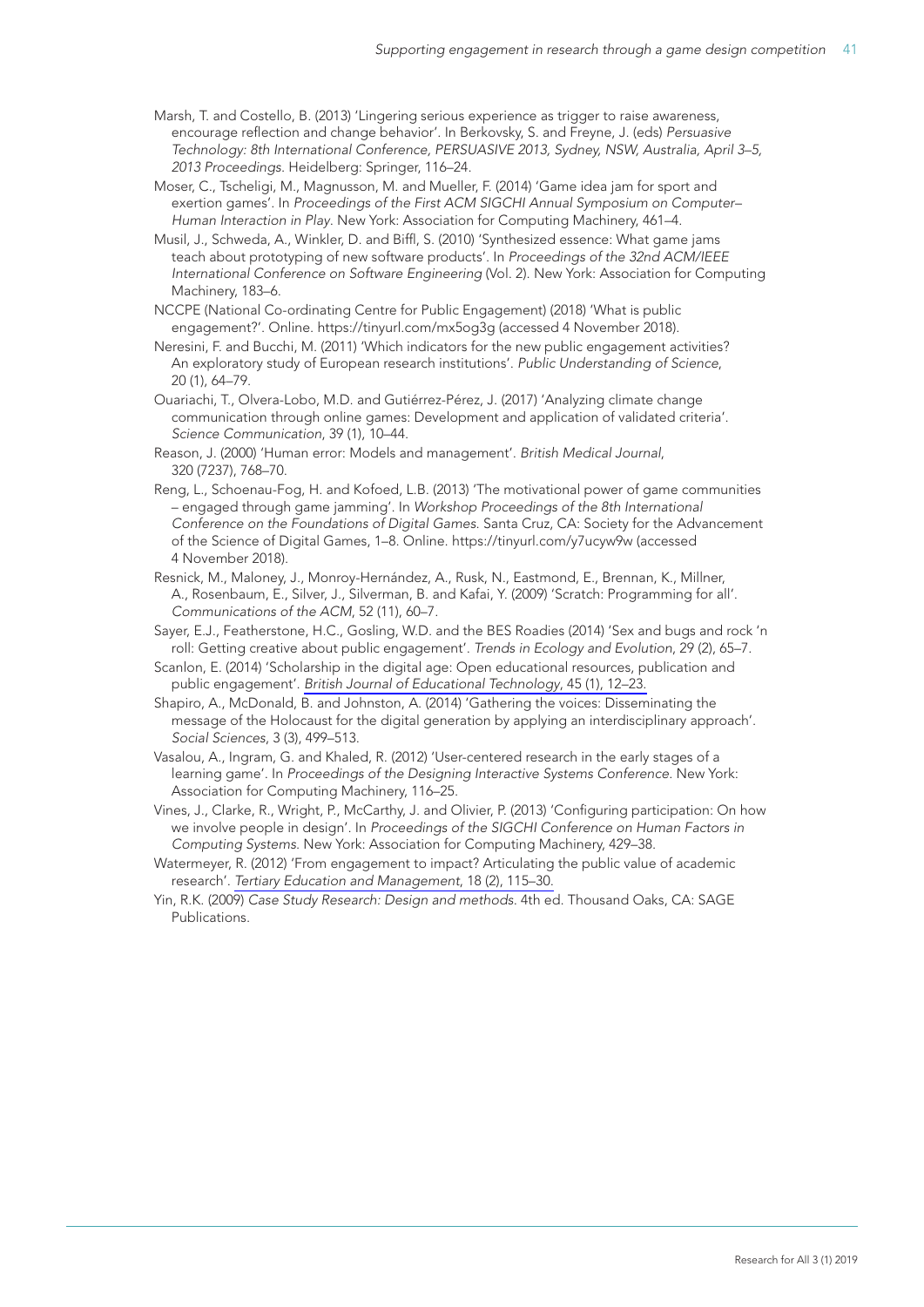Marsh, T. and Costello, B. (2013) 'Lingering serious experience as trigger to raise awareness, encourage reflection and change behavior'. In Berkovsky, S. and Freyne, J. (eds) *Persuasive Technology: 8th International Conference, PERSUASIVE 2013, Sydney, NSW, Australia, April 3–5, 2013 Proceedings*. Heidelberg: Springer, 116–24.

Moser, C., Tscheligi, M., Magnusson, M. and Mueller, F. (2014) 'Game idea jam for sport and exertion games'. In *Proceedings of the First ACM SIGCHI Annual Symposium on Computer–Human Interaction in Play*. New York: Association for Computing Machinery, 461–4.

Musil, J., Schweda, A., Winkler, D. and Biffl, S. (2010) 'Synthesized essence: What game jams teach about prototyping of new software products'. In *Proceedings of the 32nd ACM/IEEE International Conference on Software Engineering* (Vol. 2). New York: Association for Computing Machinery, 183–6.

NCCPE (National Co-ordinating Centre for Public Engagement) (2018) 'What is public engagement?'. Online. https://tinyurl.com/mx5og3g (accessed 4 November 2018).

Neresini, F. and Bucchi, M. (2011) 'Which indicators for the new public engagement activities? An exploratory study of European research institutions'. *Public Understanding of Science*, 20 (1), 64–79.

Ouariachi, T., Olvera-Lobo, M.D. and Gutiérrez-Pérez, J. (2017) 'Analyzing climate change communication through online games: Development and application of validated criteria'. *Science Communication*, 39 (1), 10–44.

Reason, J. (2000) 'Human error: Models and management'. *British Medical Journal*, 320 (7237), 768–70.

Reng, L., Schoenau-Fog, H. and Kofoed, L.B. (2013) 'The motivational power of game communities – engaged through game jamming'. In *Workshop Proceedings of the 8th International Conference on the Foundations of Digital Games*. Santa Cruz, CA: Society for the Advancement of the Science of Digital Games, 1–8. Online. https://tinyurl.com/y7ucyw9w (accessed 4 November 2018).

Resnick, M., Maloney, J., Monroy-Hernández, A., Rusk, N., Eastmond, E., Brennan, K., Millner, A., Rosenbaum, E., Silver, J., Silverman, B. and Kafai, Y. (2009) 'Scratch: Programming for all'. *Communications of the ACM*, 52 (11), 60–7.

Sayer, E.J., Featherstone, H.C., Gosling, W.D. and the BES Roadies (2014) 'Sex and bugs and rock 'n roll: Getting creative about public engagement'. *Trends in Ecology and Evolution*, 29 (2), 65–7.

Scanlon, E. (2014) 'Scholarship in the digital age: Open educational resources, publication and public engagement'. *British Journal of Educational Technology*, 45 (1), 12–23.

Shapiro, A., McDonald, B. and Johnston, A. (2014) 'Gathering the voices: Disseminating the message of the Holocaust for the digital generation by applying an interdisciplinary approach'. *Social Sciences*, 3 (3), 499–513.

Vasalou, A., Ingram, G. and Khaled, R. (2012) 'User-centered research in the early stages of a learning game'. In *Proceedings of the Designing Interactive Systems Conference*. New York: Association for Computing Machinery, 116–25.

Vines, J., Clarke, R., Wright, P., McCarthy, J. and Olivier, P. (2013) 'Configuring participation: On how we involve people in design'. In *Proceedings of the SIGCHI Conference on Human Factors in Computing Systems*. New York: Association for Computing Machinery, 429–38.

Watermeyer, R. (2012) 'From engagement to impact? Articulating the public value of academic research'. *Tertiary Education and Management*, 18 (2), 115–30.

Yin, R.K. (2009) *Case Study Research: Design and methods*. 4th ed. Thousand Oaks, CA: SAGE Publications.